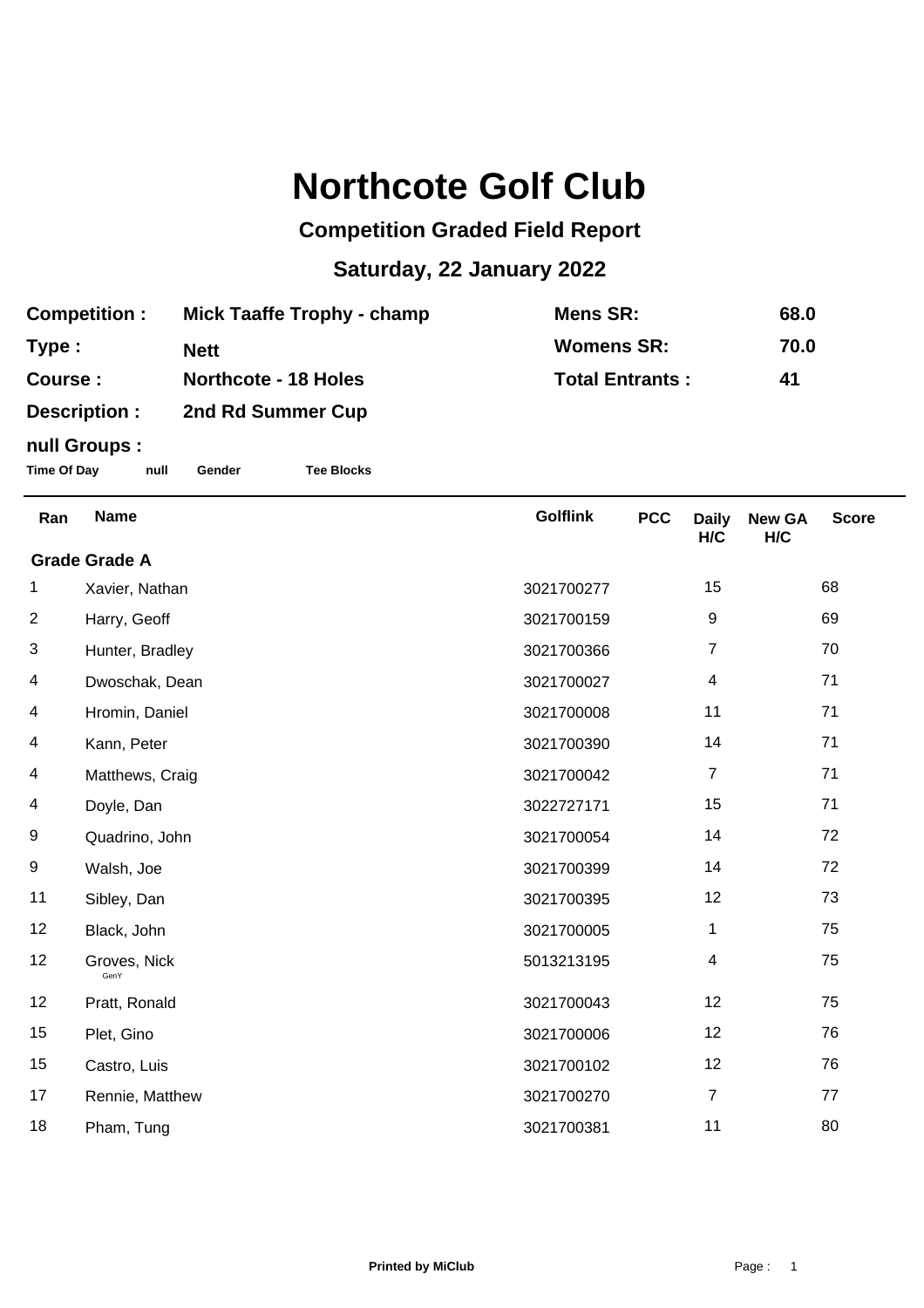# Northcote Golf Club

## Competition Graded Field Report

## Saturday, 22 January 2022

| | | | |
|---|---|---|---|
| **Competition :** | **Mick Taaffe Trophy - champ** | **Mens SR:** | **68.0** |
| **Type :** | **Nett** | **Womens SR:** | **70.0** |
| **Course :** | **Northcote - 18 Holes** | **Total Entrants :** | **41** |
| **Description :** | **2nd Rd Summer Cup** | | |

**null Groups :**

**Time Of Day** **null** **Gender** **Tee Blocks**

| Ran | Name | Golflink | PCC | Daily H/C | New GA H/C | Score |
|---|---|---|---|---|---|---|
| **Grade Grade A** | | | | | | |
| 1 | Xavier, Nathan | 3021700277 | | 15 | | 68 |
| 2 | Harry, Geoff | 3021700159 | | 9 | | 69 |
| 3 | Hunter, Bradley | 3021700366 | | 7 | | 70 |
| 4 | Dwoschak, Dean | 3021700027 | | 4 | | 71 |
| 4 | Hromin, Daniel | 3021700008 | | 11 | | 71 |
| 4 | Kann, Peter | 3021700390 | | 14 | | 71 |
| 4 | Matthews, Craig | 3021700042 | | 7 | | 71 |
| 4 | Doyle, Dan | 3022727171 | | 15 | | 71 |
| 9 | Quadrino, John | 3021700054 | | 14 | | 72 |
| 9 | Walsh, Joe | 3021700399 | | 14 | | 72 |
| 11 | Sibley, Dan | 3021700395 | | 12 | | 73 |
| 12 | Black, John | 3021700005 | | 1 | | 75 |
| 12 | Groves, Nick GenY | 5013213195 | | 4 | | 75 |
| 12 | Pratt, Ronald | 3021700043 | | 12 | | 75 |
| 15 | Plet, Gino | 3021700006 | | 12 | | 76 |
| 15 | Castro, Luis | 3021700102 | | 12 | | 76 |
| 17 | Rennie, Matthew | 3021700270 | | 7 | | 77 |
| 18 | Pham, Tung | 3021700381 | | 11 | | 80 |

Printed by MiClub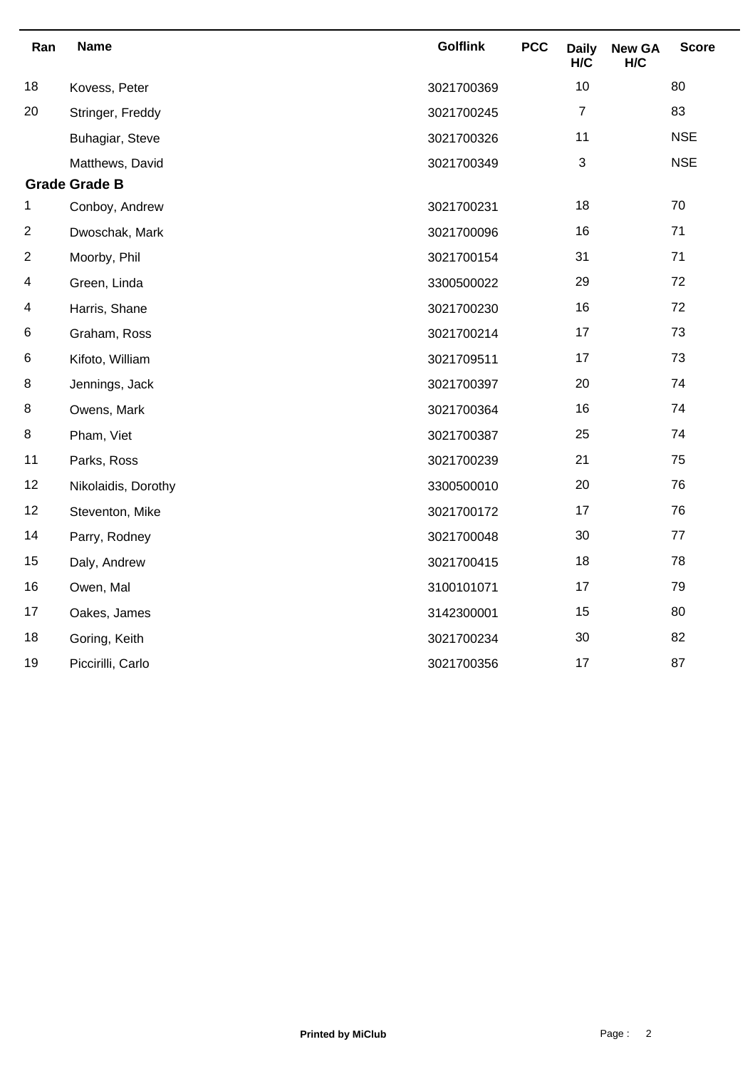| Ran | Name | Golflink | PCC | Daily H/C | New GA H/C | Score |
|---|---|---|---|---|---|---|
| 18 | Kovess, Peter | 3021700369 | | 10 | | 80 |
| 20 | Stringer, Freddy | 3021700245 | | 7 | | 83 |
| | Buhagiar, Steve | 3021700326 | | 11 | | NSE |
| | Matthews, David | 3021700349 | | 3 | | NSE |
| **Grade Grade B** | | | | | | |
| 1 | Conboy, Andrew | 3021700231 | | 18 | | 70 |
| 2 | Dwoschak, Mark | 3021700096 | | 16 | | 71 |
| 2 | Moorby, Phil | 3021700154 | | 31 | | 71 |
| 4 | Green, Linda | 3300500022 | | 29 | | 72 |
| 4 | Harris, Shane | 3021700230 | | 16 | | 72 |
| 6 | Graham, Ross | 3021700214 | | 17 | | 73 |
| 6 | Kifoto, William | 3021709511 | | 17 | | 73 |
| 8 | Jennings, Jack | 3021700397 | | 20 | | 74 |
| 8 | Owens, Mark | 3021700364 | | 16 | | 74 |
| 8 | Pham, Viet | 3021700387 | | 25 | | 74 |
| 11 | Parks, Ross | 3021700239 | | 21 | | 75 |
| 12 | Nikolaidis, Dorothy | 3300500010 | | 20 | | 76 |
| 12 | Steventon, Mike | 3021700172 | | 17 | | 76 |
| 14 | Parry, Rodney | 3021700048 | | 30 | | 77 |
| 15 | Daly, Andrew | 3021700415 | | 18 | | 78 |
| 16 | Owen, Mal | 3100101071 | | 17 | | 79 |
| 17 | Oakes, James | 3142300001 | | 15 | | 80 |
| 18 | Goring, Keith | 3021700234 | | 30 | | 82 |
| 19 | Piccirilli, Carlo | 3021700356 | | 17 | | 87 |

**Printed by MiClub**